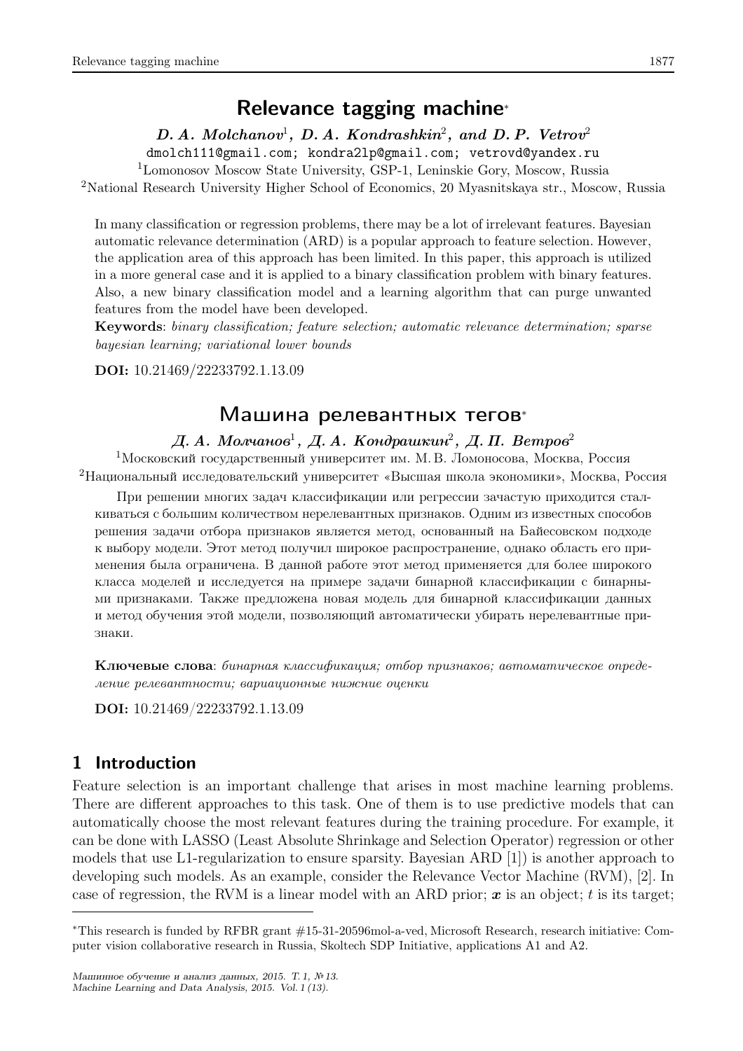# Relevance tagging machine*

***D. A. Molchanov*[1], *D. A. Kondrashkin*[2], and *D. P. Vetrov*[2]**

dmolch111@gmail.com; kondra2lp@gmail.com; vetrovd@yandex.ru

[1]Lomonosov Moscow State University, GSP-1, Leninskie Gory, Moscow, Russia

[2]National Research University Higher School of Economics, 20 Myasnitskaya str., Moscow, Russia

In many classification or regression problems, there may be a lot of irrelevant features. Bayesian automatic relevance determination (ARD) is a popular approach to feature selection. However, the application area of this approach has been limited. In this paper, this approach is utilized in a more general case and it is applied to a binary classification problem with binary features. Also, a new binary classification model and a learning algorithm that can purge unwanted features from the model have been developed.

**Keywords**: *binary classification; feature selection; automatic relevance determination; sparse bayesian learning; variational lower bounds*

**DOI:** 10.21469/22233792.1.13.09

# Машина релевантных тегов*

***Д. А. Молчанов*[1], *Д. А. Кондрашкин*[2], *Д. П. Ветров*[2]**

[1]Московский государственный университет им. М. В. Ломоносова, Москва, Россия

[2]Национальный исследовательский университет «Высшая школа экономики», Москва, Россия

При решении многих задач классификации или регрессии зачастую приходится сталкиваться с большим количеством нерелевантных признаков. Одним из известных способов решения задачи отбора признаков является метод, основанный на Байесовском подходе к выбору модели. Этот метод получил широкое распространение, однако область его применения была ограничена. В данной работе этот метод применяется для более широкого класса моделей и исследуется на примере задачи бинарной классификации с бинарными признаками. Также предложена новая модель для бинарной классификации данных и метод обучения этой модели, позволяющий автоматически убирать нерелевантные признаки.

**Ключевые слова**: *бинарная классификация; отбор признаков; автоматическое определение релевантности; вариационные нижние оценки*

**DOI:** 10.21469/22233792.1.13.09

## 1 Introduction

Feature selection is an important challenge that arises in most machine learning problems. There are different approaches to this task. One of them is to use predictive models that can automatically choose the most relevant features during the training procedure. For example, it can be done with LASSO (Least Absolute Shrinkage and Selection Operator) regression or other models that use L1-regularization to ensure sparsity. Bayesian ARD [1]) is another approach to developing such models. As an example, consider the Relevance Vector Machine (RVM), [2]. In case of regression, the RVM is a linear model with an ARD prior; $\boldsymbol{x}$ is an object; $t$ is its target;

*This research is funded by RFBR grant #15-31-20596mol-a-ved, Microsoft Research, research initiative: Computer vision collaborative research in Russia, Skoltech SDP Initiative, applications A1 and A2.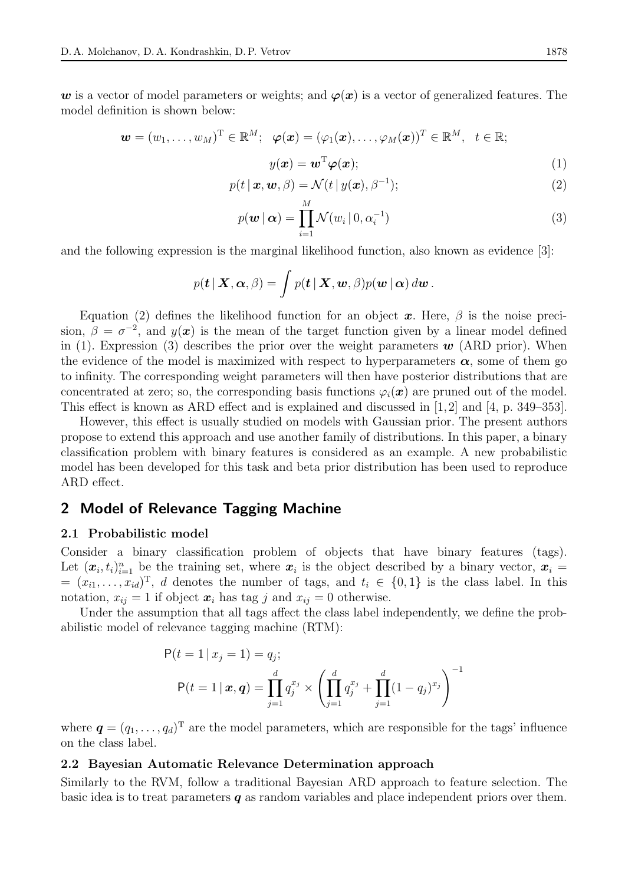$\boldsymbol{w}$ is a vector of model parameters or weights; and $\boldsymbol{\varphi}(\boldsymbol{x})$ is a vector of generalized features. The model definition is shown below:

$$\boldsymbol{w} = (w_1, \ldots, w_M)^{\mathrm{T}} \in \mathbb{R}^M; \quad \boldsymbol{\varphi}(\boldsymbol{x}) = (\varphi_1(\boldsymbol{x}), \ldots, \varphi_M(\boldsymbol{x}))^T \in \mathbb{R}^M, \quad t \in \mathbb{R};$$

$$y(\boldsymbol{x}) = \boldsymbol{w}^{\mathrm{T}}\boldsymbol{\varphi}(\boldsymbol{x}); \tag{1}$$

$$p(t \mid \boldsymbol{x}, \boldsymbol{w}, \beta) = \mathcal{N}(t \mid y(\boldsymbol{x}), \beta^{-1}); \tag{2}$$

$$p(\boldsymbol{w} \mid \boldsymbol{\alpha}) = \prod_{i=1}^{M} \mathcal{N}(w_i \mid 0, \alpha_i^{-1}) \tag{3}$$

and the following expression is the marginal likelihood function, also known as evidence [3]:

$$p(\boldsymbol{t} \mid \boldsymbol{X}, \boldsymbol{\alpha}, \beta) = \int p(\boldsymbol{t} \mid \boldsymbol{X}, \boldsymbol{w}, \beta) p(\boldsymbol{w} \mid \boldsymbol{\alpha}) \, d\boldsymbol{w} \,.$$

Equation (2) defines the likelihood function for an object $\boldsymbol{x}$. Here, $\beta$ is the noise precision, $\beta = \sigma^{-2}$, and $y(\boldsymbol{x})$ is the mean of the target function given by a linear model defined in (1). Expression (3) describes the prior over the weight parameters $\boldsymbol{w}$ (ARD prior). When the evidence of the model is maximized with respect to hyperparameters $\boldsymbol{\alpha}$, some of them go to infinity. The corresponding weight parameters will then have posterior distributions that are concentrated at zero; so, the corresponding basis functions $\varphi_i(\boldsymbol{x})$ are pruned out of the model. This effect is known as ARD effect and is explained and discussed in [1, 2] and [4, p. 349–353].

However, this effect is usually studied on models with Gaussian prior. The present authors propose to extend this approach and use another family of distributions. In this paper, a binary classification problem with binary features is considered as an example. A new probabilistic model has been developed for this task and beta prior distribution has been used to reproduce ARD effect.

## 2 Model of Relevance Tagging Machine

### 2.1 Probabilistic model

Consider a binary classification problem of objects that have binary features (tags). Let $(\boldsymbol{x}_i, t_i)_{i=1}^n$ be the training set, where $\boldsymbol{x}_i$ is the object described by a binary vector, $\boldsymbol{x}_i = (x_{i1}, \ldots, x_{id})^{\mathrm{T}}$, $d$ denotes the number of tags, and $t_i \in \{0, 1\}$ is the class label. In this notation, $x_{ij} = 1$ if object $\boldsymbol{x}_i$ has tag $j$ and $x_{ij} = 0$ otherwise.

Under the assumption that all tags affect the class label independently, we define the probabilistic model of relevance tagging machine (RTM):

$$\mathsf{P}(t = 1 \mid x_j = 1) = q_j;$$

$$\mathsf{P}(t = 1 \mid \boldsymbol{x}, \boldsymbol{q}) = \prod_{j=1}^{d} q_j^{x_j} \times \left( \prod_{j=1}^{d} q_j^{x_j} + \prod_{j=1}^{d} (1 - q_j)^{x_j} \right)^{-1}$$

where $\boldsymbol{q} = (q_1, \ldots, q_d)^{\mathrm{T}}$ are the model parameters, which are responsible for the tags' influence on the class label.

### 2.2 Bayesian Automatic Relevance Determination approach

Similarly to the RVM, follow a traditional Bayesian ARD approach to feature selection. The basic idea is to treat parameters $\boldsymbol{q}$ as random variables and place independent priors over them.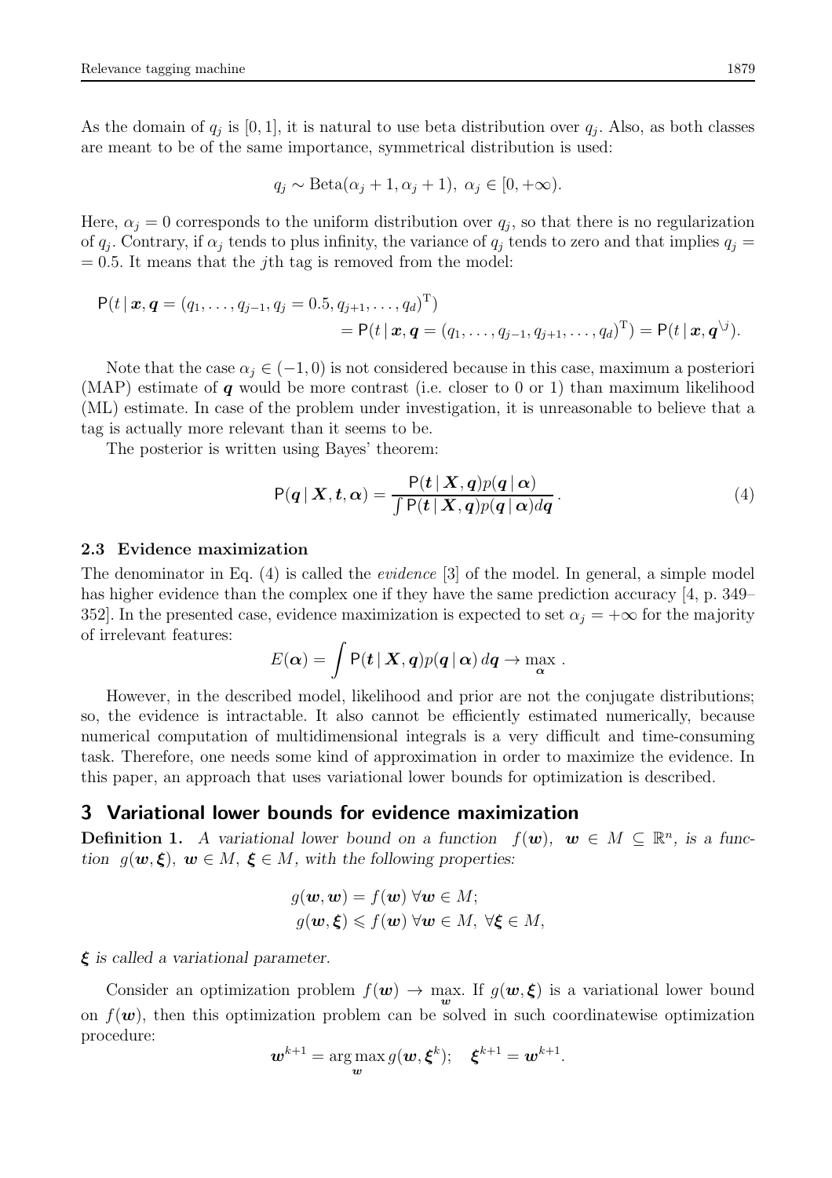As the domain of $q_j$ is $[0, 1]$, it is natural to use beta distribution over $q_j$. Also, as both classes are meant to be of the same importance, symmetrical distribution is used:

$$q_j \sim \mathrm{Beta}(\alpha_j + 1, \alpha_j + 1),\ \alpha_j \in [0, +\infty).$$

Here, $\alpha_j = 0$ corresponds to the uniform distribution over $q_j$, so that there is no regularization of $q_j$. Contrary, if $\alpha_j$ tends to plus infinity, the variance of $q_j$ tends to zero and that implies $q_j = 0.5$. It means that the $j$th tag is removed from the model:

$$\begin{aligned}\mathsf{P}(t \mid \boldsymbol{x}, \boldsymbol{q} = (q_1, \ldots, q_{j-1}, q_j = 0.5, q_{j+1}, \ldots, q_d)^{\mathrm{T}}) \\ = \mathsf{P}(t \mid \boldsymbol{x}, \boldsymbol{q} = (q_1, \ldots, q_{j-1}, q_{j+1}, \ldots, q_d)^{\mathrm{T}}) = \mathsf{P}(t \mid \boldsymbol{x}, \boldsymbol{q}^{\setminus j}).\end{aligned}$$

Note that the case $\alpha_j \in (-1, 0)$ is not considered because in this case, maximum a posteriori (MAP) estimate of $\boldsymbol{q}$ would be more contrast (i.e. closer to 0 or 1) than maximum likelihood (ML) estimate. In case of the problem under investigation, it is unreasonable to believe that a tag is actually more relevant than it seems to be.

The posterior is written using Bayes' theorem:

$$\mathsf{P}(\boldsymbol{q} \mid \boldsymbol{X}, \boldsymbol{t}, \boldsymbol{\alpha}) = \frac{\mathsf{P}(\boldsymbol{t} \mid \boldsymbol{X}, \boldsymbol{q}) p(\boldsymbol{q} \mid \boldsymbol{\alpha})}{\int \mathsf{P}(\boldsymbol{t} \mid \boldsymbol{X}, \boldsymbol{q}) p(\boldsymbol{q} \mid \boldsymbol{\alpha}) d\boldsymbol{q}}. \tag{4}$$

### 2.3 Evidence maximization

The denominator in Eq. (4) is called the *evidence* [3] of the model. In general, a simple model has higher evidence than the complex one if they have the same prediction accuracy [4, p. 349–352]. In the presented case, evidence maximization is expected to set $\alpha_j = +\infty$ for the majority of irrelevant features:

$$E(\boldsymbol{\alpha}) = \int \mathsf{P}(\boldsymbol{t} \mid \boldsymbol{X}, \boldsymbol{q}) p(\boldsymbol{q} \mid \boldsymbol{\alpha})\, d\boldsymbol{q} \to \max_{\boldsymbol{\alpha}}.$$

However, in the described model, likelihood and prior are not the conjugate distributions; so, the evidence is intractable. It also cannot be efficiently estimated numerically, because numerical computation of multidimensional integrals is a very difficult and time-consuming task. Therefore, one needs some kind of approximation in order to maximize the evidence. In this paper, an approach that uses variational lower bounds for optimization is described.

## 3 Variational lower bounds for evidence maximization

**Definition 1.** *A variational lower bound on a function* $f(\boldsymbol{w})$, $\boldsymbol{w} \in M \subseteq \mathbb{R}^n$, *is a function* $g(\boldsymbol{w}, \boldsymbol{\xi})$, $\boldsymbol{w} \in M$, $\boldsymbol{\xi} \in M$, *with the following properties:*

$$\begin{aligned} g(\boldsymbol{w}, \boldsymbol{w}) = f(\boldsymbol{w})\ \forall \boldsymbol{w} \in M; \\ g(\boldsymbol{w}, \boldsymbol{\xi}) \leqslant f(\boldsymbol{w})\ \forall \boldsymbol{w} \in M,\ \forall \boldsymbol{\xi} \in M, \end{aligned}$$

$\boldsymbol{\xi}$ *is called a variational parameter.*

Consider an optimization problem $f(\boldsymbol{w}) \to \max_{\boldsymbol{w}}$. If $g(\boldsymbol{w}, \boldsymbol{\xi})$ is a variational lower bound on $f(\boldsymbol{w})$, then this optimization problem can be solved in such coordinatewise optimization procedure:

$$\boldsymbol{w}^{k+1} = \arg\max_{\boldsymbol{w}} g(\boldsymbol{w}, \boldsymbol{\xi}^k); \quad \boldsymbol{\xi}^{k+1} = \boldsymbol{w}^{k+1}.$$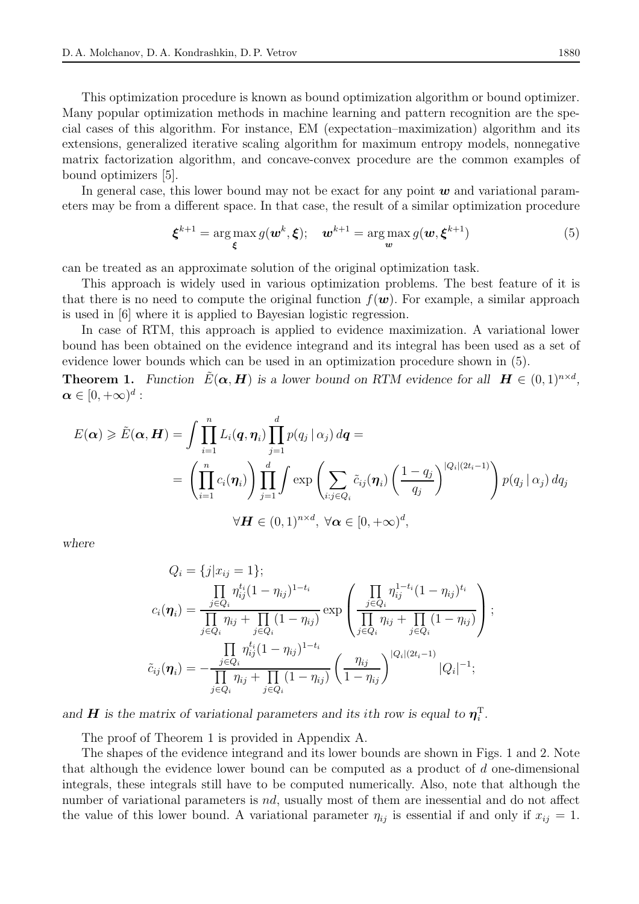This optimization procedure is known as bound optimization algorithm or bound optimizer. Many popular optimization methods in machine learning and pattern recognition are the special cases of this algorithm. For instance, EM (expectation–maximization) algorithm and its extensions, generalized iterative scaling algorithm for maximum entropy models, nonnegative matrix factorization algorithm, and concave-convex procedure are the common examples of bound optimizers [5].

In general case, this lower bound may not be exact for any point $\boldsymbol{w}$ and variational parameters may be from a different space. In that case, the result of a similar optimization procedure

$$\boldsymbol{\xi}^{k+1} = \arg\max_{\boldsymbol{\xi}} g(\boldsymbol{w}^k, \boldsymbol{\xi}); \quad \boldsymbol{w}^{k+1} = \arg\max_{\boldsymbol{w}} g(\boldsymbol{w}, \boldsymbol{\xi}^{k+1}) \tag{5}$$

can be treated as an approximate solution of the original optimization task.

This approach is widely used in various optimization problems. The best feature of it is that there is no need to compute the original function $f(\boldsymbol{w})$. For example, a similar approach is used in [6] where it is applied to Bayesian logistic regression.

In case of RTM, this approach is applied to evidence maximization. A variational lower bound has been obtained on the evidence integrand and its integral has been used as a set of evidence lower bounds which can be used in an optimization procedure shown in (5).

**Theorem 1.** *Function $\tilde{E}(\boldsymbol{\alpha}, \boldsymbol{H})$ is a lower bound on RTM evidence for all $\boldsymbol{H} \in (0,1)^{n\times d}$, $\boldsymbol{\alpha} \in [0, +\infty)^d$ :*

$$E(\boldsymbol{\alpha}) \geqslant \tilde{E}(\boldsymbol{\alpha}, \boldsymbol{H}) = \int \prod_{i=1}^{n} L_i(\boldsymbol{q}, \boldsymbol{\eta}_i) \prod_{j=1}^{d} p(q_j \mid \alpha_j)\, d\boldsymbol{q} =$$

$$= \left(\prod_{i=1}^{n} c_i(\boldsymbol{\eta}_i)\right) \prod_{j=1}^{d} \int \exp\left(\sum_{i:j\in Q_i} \tilde{c}_{ij}(\boldsymbol{\eta}_i) \left(\frac{1-q_j}{q_j}\right)^{|Q_i|(2t_i-1)}\right) p(q_j \mid \alpha_j)\, dq_j$$

$$\forall \boldsymbol{H} \in (0,1)^{n\times d},\ \forall \boldsymbol{\alpha} \in [0, +\infty)^d,$$

*where*

$$Q_i = \{j | x_{ij} = 1\};$$

$$c_i(\boldsymbol{\eta}_i) = \frac{\prod\limits_{j\in Q_i} \eta_{ij}^{t_i}(1-\eta_{ij})^{1-t_i}}{\prod\limits_{j\in Q_i} \eta_{ij} + \prod\limits_{j\in Q_i}(1-\eta_{ij})} \exp\left(\frac{\prod\limits_{j\in Q_i} \eta_{ij}^{1-t_i}(1-\eta_{ij})^{t_i}}{\prod\limits_{j\in Q_i} \eta_{ij} + \prod\limits_{j\in Q_i}(1-\eta_{ij})}\right);$$

$$\tilde{c}_{ij}(\boldsymbol{\eta}_i) = -\frac{\prod\limits_{j\in Q_i} \eta_{ij}^{t_i}(1-\eta_{ij})^{1-t_i}}{\prod\limits_{j\in Q_i} \eta_{ij} + \prod\limits_{j\in Q_i}(1-\eta_{ij})} \left(\frac{\eta_{ij}}{1-\eta_{ij}}\right)^{|Q_i|(2t_i-1)} |Q_i|^{-1};$$

*and $\boldsymbol{H}$ is the matrix of variational parameters and its $i$th row is equal to $\boldsymbol{\eta}_i^{\mathrm{T}}$.*

The proof of Theorem 1 is provided in Appendix A.

The shapes of the evidence integrand and its lower bounds are shown in Figs. 1 and 2. Note that although the evidence lower bound can be computed as a product of $d$ one-dimensional integrals, these integrals still have to be computed numerically. Also, note that although the number of variational parameters is $nd$, usually most of them are inessential and do not affect the value of this lower bound. A variational parameter $\eta_{ij}$ is essential if and only if $x_{ij} = 1$.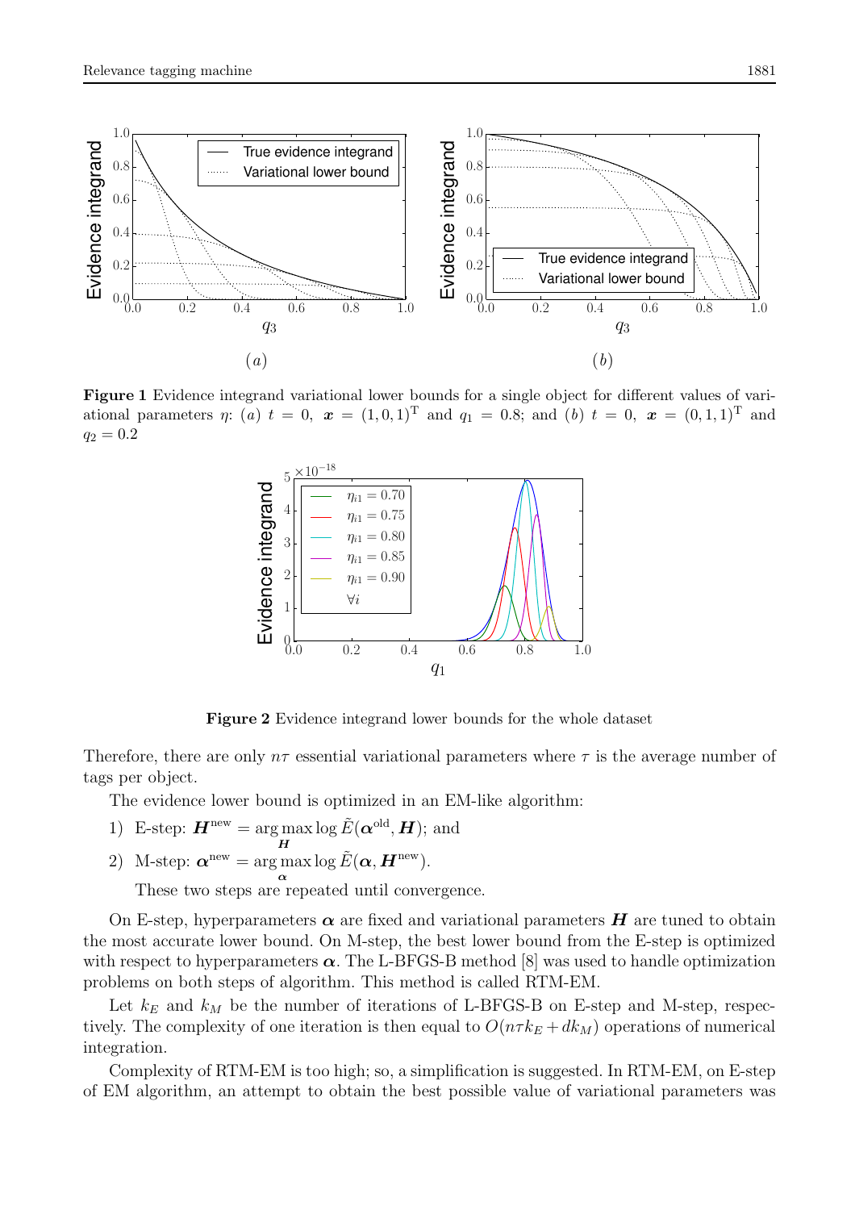**Figure 1** Evidence integrand variational lower bounds for a single object for different values of variational parameters $\eta$: $(a)$ $t = 0$, $\boldsymbol{x} = (1, 0, 1)^{\mathrm{T}}$ and $q_1 = 0.8$; and $(b)$ $t = 0$, $\boldsymbol{x} = (0, 1, 1)^{\mathrm{T}}$ and $q_2 = 0.2$

**Figure 2** Evidence integrand lower bounds for the whole dataset

Therefore, there are only $n\tau$ essential variational parameters where $\tau$ is the average number of tags per object.

The evidence lower bound is optimized in an EM-like algorithm:

1) E-step: $\boldsymbol{H}^{\mathrm{new}} = \arg\max\limits_{\boldsymbol{H}} \log \tilde{E}(\boldsymbol{\alpha}^{\mathrm{old}}, \boldsymbol{H})$; and
2) M-step: $\boldsymbol{\alpha}^{\mathrm{new}} = \arg\max\limits_{\boldsymbol{\alpha}} \log \tilde{E}(\boldsymbol{\alpha}, \boldsymbol{H}^{\mathrm{new}})$.

These two steps are repeated until convergence.

On E-step, hyperparameters $\boldsymbol{\alpha}$ are fixed and variational parameters $\boldsymbol{H}$ are tuned to obtain the most accurate lower bound. On M-step, the best lower bound from the E-step is optimized with respect to hyperparameters $\boldsymbol{\alpha}$. The L-BFGS-B method [8] was used to handle optimization problems on both steps of algorithm. This method is called RTM-EM.

Let $k_E$ and $k_M$ be the number of iterations of L-BFGS-B on E-step and M-step, respectively. The complexity of one iteration is then equal to $O(n\tau k_E + dk_M)$ operations of numerical integration.

Complexity of RTM-EM is too high; so, a simplification is suggested. In RTM-EM, on E-step of EM algorithm, an attempt to obtain the best possible value of variational parameters was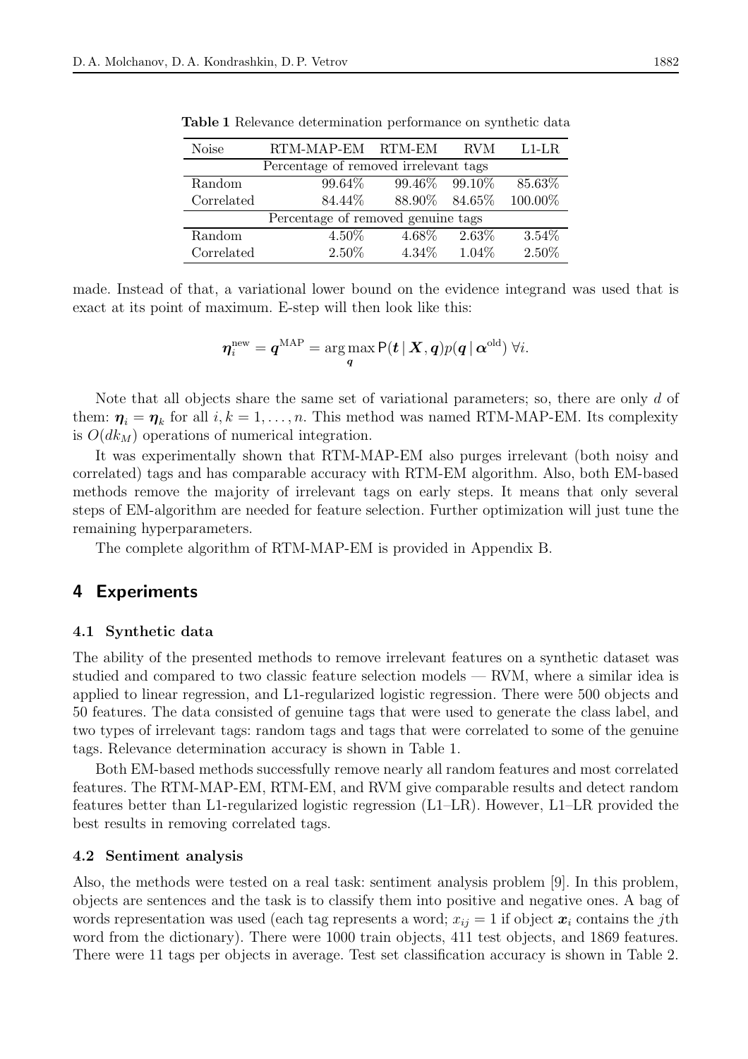**Table 1** Relevance determination performance on synthetic data

| Noise | RTM-MAP-EM | RTM-EM | RVM | L1-LR |
|---|---|---|---|---|
| Percentage of removed irrelevant tags | | | | |
| Random | 99.64% | 99.46% | 99.10% | 85.63% |
| Correlated | 84.44% | 88.90% | 84.65% | 100.00% |
| Percentage of removed genuine tags | | | | |
| Random | 4.50% | 4.68% | 2.63% | 3.54% |
| Correlated | 2.50% | 4.34% | 1.04% | 2.50% |

made. Instead of that, a variational lower bound on the evidence integrand was used that is exact at its point of maximum. E-step will then look like this:

$$\boldsymbol{\eta}_i^{\text{new}} = \boldsymbol{q}^{\text{MAP}} = \arg\max_{\boldsymbol{q}} \mathsf{P}(\boldsymbol{t} \mid \boldsymbol{X}, \boldsymbol{q}) p(\boldsymbol{q} \mid \boldsymbol{\alpha}^{\text{old}}) \; \forall i.$$

Note that all objects share the same set of variational parameters; so, there are only $d$ of them: $\boldsymbol{\eta}_i = \boldsymbol{\eta}_k$ for all $i, k = 1, \ldots, n$. This method was named RTM-MAP-EM. Its complexity is $O(dk_M)$ operations of numerical integration.

It was experimentally shown that RTM-MAP-EM also purges irrelevant (both noisy and correlated) tags and has comparable accuracy with RTM-EM algorithm. Also, both EM-based methods remove the majority of irrelevant tags on early steps. It means that only several steps of EM-algorithm are needed for feature selection. Further optimization will just tune the remaining hyperparameters.

The complete algorithm of RTM-MAP-EM is provided in Appendix B.

## 4 Experiments

### 4.1 Synthetic data

The ability of the presented methods to remove irrelevant features on a synthetic dataset was studied and compared to two classic feature selection models — RVM, where a similar idea is applied to linear regression, and L1-regularized logistic regression. There were 500 objects and 50 features. The data consisted of genuine tags that were used to generate the class label, and two types of irrelevant tags: random tags and tags that were correlated to some of the genuine tags. Relevance determination accuracy is shown in Table 1.

Both EM-based methods successfully remove nearly all random features and most correlated features. The RTM-MAP-EM, RTM-EM, and RVM give comparable results and detect random features better than L1-regularized logistic regression (L1–LR). However, L1–LR provided the best results in removing correlated tags.

### 4.2 Sentiment analysis

Also, the methods were tested on a real task: sentiment analysis problem [9]. In this problem, objects are sentences and the task is to classify them into positive and negative ones. A bag of words representation was used (each tag represents a word; $x_{ij} = 1$ if object $\boldsymbol{x}_i$ contains the $j$th word from the dictionary). There were 1000 train objects, 411 test objects, and 1869 features. There were 11 tags per objects in average. Test set classification accuracy is shown in Table 2.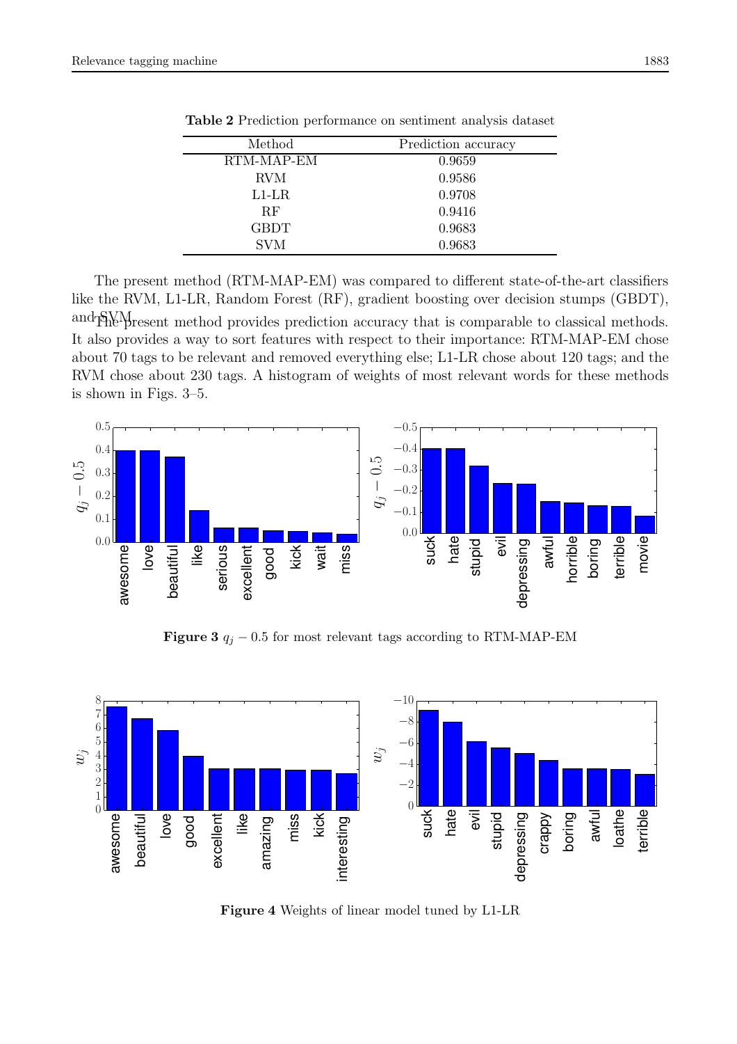**Table 2** Prediction performance on sentiment analysis dataset

| Method | Prediction accuracy |
|---|---|
| RTM-MAP-EM | 0.9659 |
| RVM | 0.9586 |
| L1-LR | 0.9708 |
| RF | 0.9416 |
| GBDT | 0.9683 |
| SVM | 0.9683 |

The present method (RTM-MAP-EM) was compared to different state-of-the-art classifiers like the RVM, L1-LR, Random Forest (RF), gradient boosting over decision stumps (GBDT), and SVM. The present method provides prediction accuracy that is comparable to classical methods. It also provides a way to sort features with respect to their importance: RTM-MAP-EM chose about 70 tags to be relevant and removed everything else; L1-LR chose about 120 tags; and the RVM chose about 230 tags. A histogram of weights of most relevant words for these methods is shown in Figs. 3–5.

**Figure 3** $q_j - 0.5$ for most relevant tags according to RTM-MAP-EM

**Figure 4** Weights of linear model tuned by L1-LR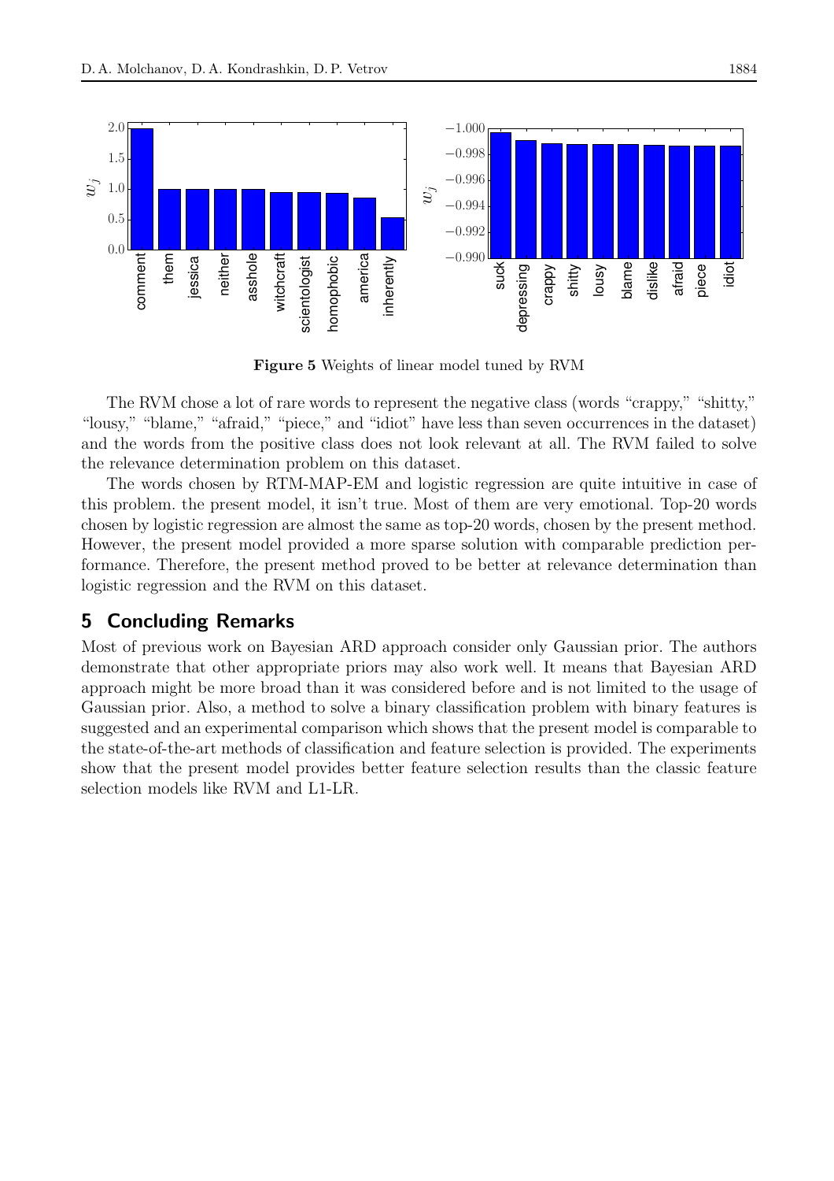**Figure 5** Weights of linear model tuned by RVM

The RVM chose a lot of rare words to represent the negative class (words "crappy," "shitty," "lousy," "blame," "afraid," "piece," and "idiot" have less than seven occurrences in the dataset) and the words from the positive class does not look relevant at all. The RVM failed to solve the relevance determination problem on this dataset.

The words chosen by RTM-MAP-EM and logistic regression are quite intuitive in case of this problem. the present model, it isn't true. Most of them are very emotional. Top-20 words chosen by logistic regression are almost the same as top-20 words, chosen by the present method. However, the present model provided a more sparse solution with comparable prediction performance. Therefore, the present method proved to be better at relevance determination than logistic regression and the RVM on this dataset.

## 5 Concluding Remarks

Most of previous work on Bayesian ARD approach consider only Gaussian prior. The authors demonstrate that other appropriate priors may also work well. It means that Bayesian ARD approach might be more broad than it was considered before and is not limited to the usage of Gaussian prior. Also, a method to solve a binary classification problem with binary features is suggested and an experimental comparison which shows that the present model is comparable to the state-of-the-art methods of classification and feature selection is provided. The experiments show that the present model provides better feature selection results than the classic feature selection models like RVM and L1-LR.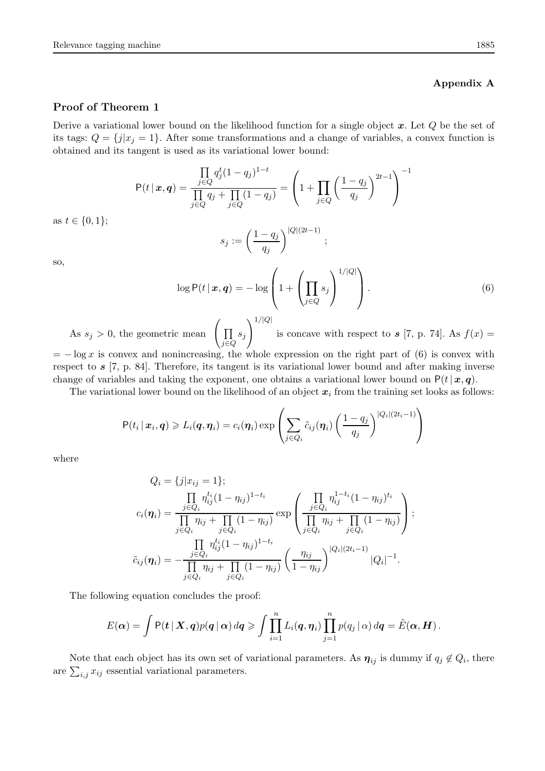## Appendix A

### Proof of Theorem 1

Derive a variational lower bound on the likelihood function for a single object $\boldsymbol{x}$. Let $Q$ be the set of its tags: $Q = \{j | x_j = 1\}$. After some transformations and a change of variables, a convex function is obtained and its tangent is used as its variational lower bound:

$$\mathsf{P}(t \,|\, \boldsymbol{x}, \boldsymbol{q}) = \frac{\prod\limits_{j \in Q} q_j^t (1 - q_j)^{1-t}}{\prod\limits_{j \in Q} q_j + \prod\limits_{j \in Q} (1 - q_j)} = \left( 1 + \prod_{j \in Q} \left( \frac{1 - q_j}{q_j} \right)^{2t-1} \right)^{-1}$$

as $t \in \{0, 1\}$;

$$s_j := \left( \frac{1 - q_j}{q_j} \right)^{|Q|(2t-1)};$$

so,

$$\log \mathsf{P}(t \,|\, \boldsymbol{x}, \boldsymbol{q}) = -\log \left( 1 + \left( \prod_{j \in Q} s_j \right)^{1/|Q|} \right). \tag{6}$$

As $s_j > 0$, the geometric mean $\left( \prod\limits_{j \in Q} s_j \right)^{1/|Q|}$ is concave with respect to $\boldsymbol{s}$ [7, p. 74]. As $f(x) = -\log x$ is convex and nonincreasing, the whole expression on the right part of (6) is convex with respect to $\boldsymbol{s}$ [7, p. 84]. Therefore, its tangent is its variational lower bound and after making inverse change of variables and taking the exponent, one obtains a variational lower bound on $\mathsf{P}(t \,|\, \boldsymbol{x}, \boldsymbol{q})$.

The variational lower bound on the likelihood of an object $\boldsymbol{x}_i$ from the training set looks as follows:

$$\mathsf{P}(t_i \,|\, \boldsymbol{x}_i, \boldsymbol{q}) \geqslant L_i(\boldsymbol{q}, \boldsymbol{\eta}_i) = c_i(\boldsymbol{\eta}_i) \exp \left( \sum_{j \in Q_i} \tilde{c}_{ij}(\boldsymbol{\eta}_i) \left( \frac{1 - q_j}{q_j} \right)^{|Q_i|(2t_i - 1)} \right)$$

where

$$Q_i = \{j | x_{ij} = 1\};$$

$$c_i(\boldsymbol{\eta}_i) = \frac{\prod\limits_{j \in Q_i} \eta_{ij}^{t_i} (1 - \eta_{ij})^{1 - t_i}}{\prod\limits_{j \in Q_i} \eta_{ij} + \prod\limits_{j \in Q_i} (1 - \eta_{ij})} \exp \left( \frac{\prod\limits_{j \in Q_i} \eta_{ij}^{1 - t_i} (1 - \eta_{ij})^{t_i}}{\prod\limits_{j \in Q_i} \eta_{ij} + \prod\limits_{j \in Q_i} (1 - \eta_{ij})} \right);$$

$$\tilde{c}_{ij}(\boldsymbol{\eta}_i) = -\frac{\prod\limits_{j \in Q_i} \eta_{ij}^{t_i} (1 - \eta_{ij})^{1 - t_i}}{\prod\limits_{j \in Q_i} \eta_{ij} + \prod\limits_{j \in Q_i} (1 - \eta_{ij})} \left( \frac{\eta_{ij}}{1 - \eta_{ij}} \right)^{|Q_i|(2t_i - 1)} |Q_i|^{-1}.$$

The following equation concludes the proof:

$$E(\boldsymbol{\alpha}) = \int \mathsf{P}(\boldsymbol{t} \,|\, \boldsymbol{X}, \boldsymbol{q}) p(\boldsymbol{q} \,|\, \boldsymbol{\alpha}) \, d\boldsymbol{q} \geqslant \int \prod_{i=1}^{n} L_i(\boldsymbol{q}, \boldsymbol{\eta}_i) \prod_{j=1}^{n} p(q_j \,|\, \alpha) \, d\boldsymbol{q} = \tilde{E}(\boldsymbol{\alpha}, \boldsymbol{H}).$$

Note that each object has its own set of variational parameters. As $\boldsymbol{\eta}_{ij}$ is dummy if $q_j \notin Q_i$, there are $\sum_{i,j} x_{ij}$ essential variational parameters.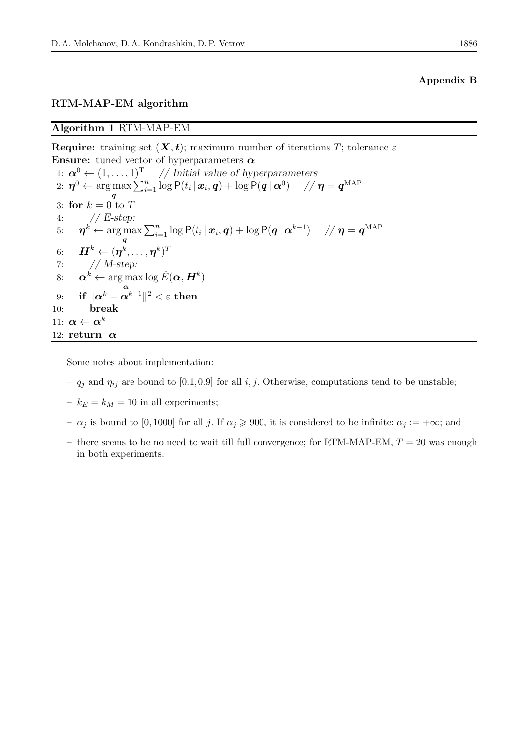**Appendix B**

## RTM-MAP-EM algorithm

**Algorithm 1** RTM-MAP-EM

**Require:** training set $(\boldsymbol{X}, \boldsymbol{t})$; maximum number of iterations $T$; tolerance $\varepsilon$
**Ensure:** tuned vector of hyperparameters $\boldsymbol{\alpha}$

1: $\boldsymbol{\alpha}^0 \leftarrow (1, \ldots, 1)^{\mathrm{T}}$ *// Initial value of hyperparameters*
2: $\boldsymbol{\eta}^0 \leftarrow \arg\max_{\boldsymbol{q}} \sum_{i=1}^{n} \log \mathsf{P}(t_i \,|\, \boldsymbol{x}_i, \boldsymbol{q}) + \log \mathsf{P}(\boldsymbol{q} \,|\, \boldsymbol{\alpha}^0)$ // $\boldsymbol{\eta} = \boldsymbol{q}^{\mathrm{MAP}}$
3: **for** $k = 0$ to $T$
4: *// E-step:*
5: $\boldsymbol{\eta}^k \leftarrow \arg\max_{\boldsymbol{q}} \sum_{i=1}^{n} \log \mathsf{P}(t_i \,|\, \boldsymbol{x}_i, \boldsymbol{q}) + \log \mathsf{P}(\boldsymbol{q} \,|\, \boldsymbol{\alpha}^{k-1})$ // $\boldsymbol{\eta} = \boldsymbol{q}^{\mathrm{MAP}}$
6: $\boldsymbol{H}^k \leftarrow (\boldsymbol{\eta}^k, \ldots, \boldsymbol{\eta}^k)^T$
7: *// M-step:*
8: $\boldsymbol{\alpha}^k \leftarrow \arg\max_{\boldsymbol{\alpha}} \log \tilde{E}(\boldsymbol{\alpha}, \boldsymbol{H}^k)$
9: **if** $\|\boldsymbol{\alpha}^k - \boldsymbol{\alpha}^{k-1}\|^2 < \varepsilon$ **then**
10: **break**
11: $\boldsymbol{\alpha} \leftarrow \boldsymbol{\alpha}^k$
12: **return** $\boldsymbol{\alpha}$

Some notes about implementation:

– $q_j$ and $\eta_{ij}$ are bound to $[0.1, 0.9]$ for all $i, j$. Otherwise, computations tend to be unstable;

– $k_E = k_M = 10$ in all experiments;

– $\alpha_j$ is bound to $[0, 1000]$ for all $j$. If $\alpha_j \geqslant 900$, it is considered to be infinite: $\alpha_j := +\infty$; and

– there seems to be no need to wait till full convergence; for RTM-MAP-EM, $T = 20$ was enough in both experiments.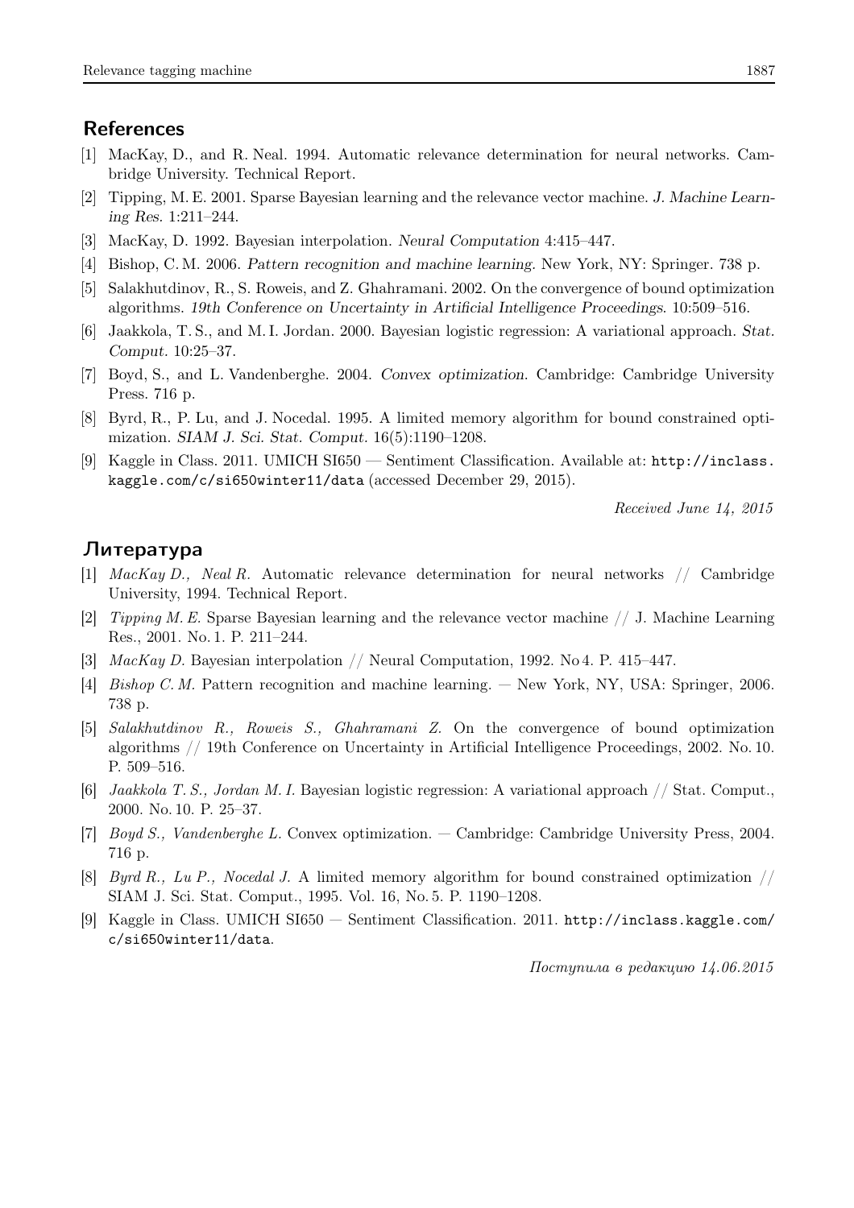## References

[1] MacKay, D., and R. Neal. 1994. Automatic relevance determination for neural networks. Cambridge University. Technical Report.

[2] Tipping, M. E. 2001. Sparse Bayesian learning and the relevance vector machine. *J. Machine Learning Res.* 1:211–244.

[3] MacKay, D. 1992. Bayesian interpolation. *Neural Computation* 4:415–447.

[4] Bishop, C. M. 2006. *Pattern recognition and machine learning*. New York, NY: Springer. 738 p.

[5] Salakhutdinov, R., S. Roweis, and Z. Ghahramani. 2002. On the convergence of bound optimization algorithms. *19th Conference on Uncertainty in Artificial Intelligence Proceedings*. 10:509–516.

[6] Jaakkola, T. S., and M. I. Jordan. 2000. Bayesian logistic regression: A variational approach. *Stat. Comput.* 10:25–37.

[7] Boyd, S., and L. Vandenberghe. 2004. *Convex optimization*. Cambridge: Cambridge University Press. 716 p.

[8] Byrd, R., P. Lu, and J. Nocedal. 1995. A limited memory algorithm for bound constrained optimization. *SIAM J. Sci. Stat. Comput.* 16(5):1190–1208.

[9] Kaggle in Class. 2011. UMICH SI650 — Sentiment Classification. Available at: `http://inclass.kaggle.com/c/si650winter11/data` (accessed December 29, 2015).

*Received June 14, 2015*

## Литература

[1] *MacKay D., Neal R.* Automatic relevance determination for neural networks // Cambridge University, 1994. Technical Report.

[2] *Tipping M. E.* Sparse Bayesian learning and the relevance vector machine // J. Machine Learning Res., 2001. No. 1. P. 211–244.

[3] *MacKay D.* Bayesian interpolation // Neural Computation, 1992. No 4. P. 415–447.

[4] *Bishop C. M.* Pattern recognition and machine learning. — New York, NY, USA: Springer, 2006. 738 p.

[5] *Salakhutdinov R., Roweis S., Ghahramani Z.* On the convergence of bound optimization algorithms // 19th Conference on Uncertainty in Artificial Intelligence Proceedings, 2002. No. 10. P. 509–516.

[6] *Jaakkola T. S., Jordan M. I.* Bayesian logistic regression: A variational approach // Stat. Comput., 2000. No. 10. P. 25–37.

[7] *Boyd S., Vandenberghe L.* Convex optimization. — Cambridge: Cambridge University Press, 2004. 716 p.

[8] *Byrd R., Lu P., Nocedal J.* A limited memory algorithm for bound constrained optimization // SIAM J. Sci. Stat. Comput., 1995. Vol. 16, No. 5. P. 1190–1208.

[9] Kaggle in Class. UMICH SI650 — Sentiment Classification. 2011. `http://inclass.kaggle.com/c/si650winter11/data`.

*Поступила в редакцию 14.06.2015*